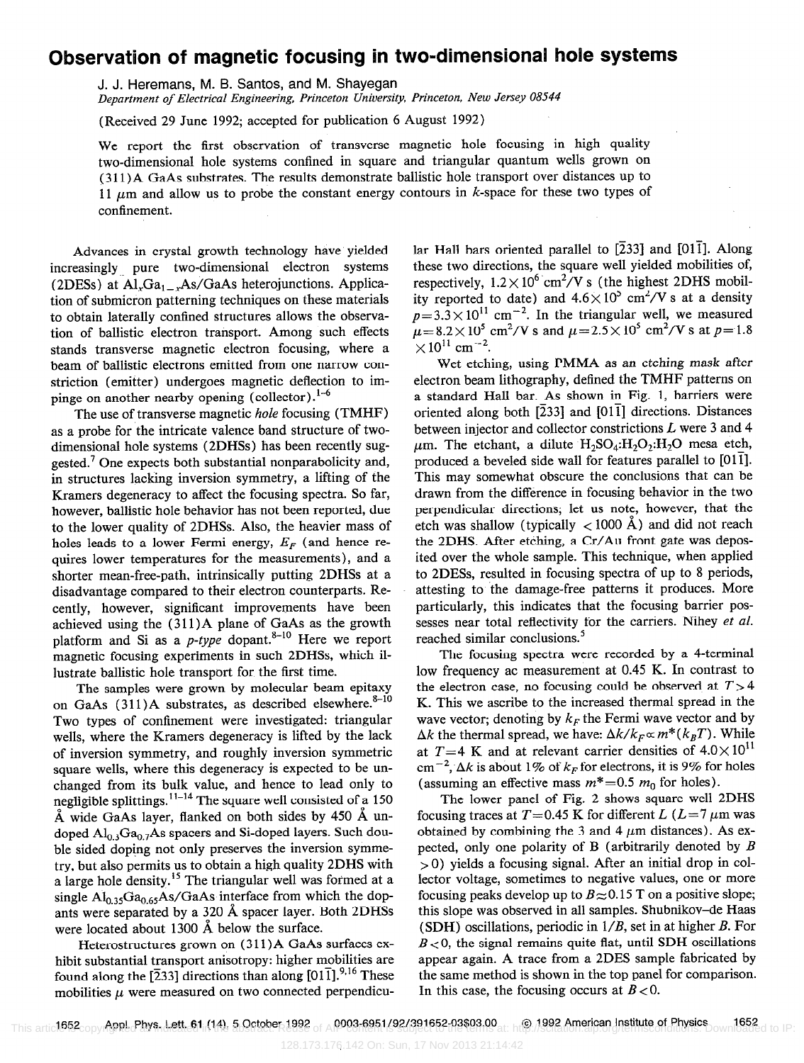# Observation of magnetic focusing in two-dimensional hole systems

J. J. Heremans, M. B. Santos, and M. Shayegan

*Department of Electrical Engineering, Princeton University, Princeton, New Jersey 08544*

(Received 29 June 1992; accepted for publication 6 August 1992)

We report the first observation of transverse magnetic hole focusing in high quality two-dimensional hole systems confined in square and triangular quantum wells grown on (311)A GaAs substrates. The results demonstrate ballistic hole transport over distances up to 11 $\mu$m and allow us to probe the constant energy contours in $k$-space for these two types of confinement.

Advances in crystal growth technology have yielded increasingly pure two-dimensional electron systems (2DESs) at $Al_xGa_{1-x}As$/GaAs heterojunctions. Application of submicron patterning techniques on these materials to obtain laterally confined structures allows the observation of ballistic electron transport. Among such effects stands transverse magnetic electron focusing, where a beam of ballistic electrons emitted from one narrow constriction (emitter) undergoes magnetic deflection to impinge on another nearby opening (collector).[1–6]

The use of transverse magnetic *hole* focusing (TMHF) as a probe for the intricate valence band structure of two-dimensional hole systems (2DHSs) has been recently suggested.[7] One expects both substantial nonparabolicity and, in structures lacking inversion symmetry, a lifting of the Kramers degeneracy to affect the focusing spectra. So far, however, ballistic hole behavior has not been reported, due to the lower quality of 2DHSs. Also, the heavier mass of holes leads to a lower Fermi energy, $E_F$ (and hence requires lower temperatures for the measurements), and a shorter mean-free-path, intrinsically putting 2DHSs at a disadvantage compared to their electron counterparts. Recently, however, significant improvements have been achieved using the (311)A plane of GaAs as the growth platform and Si as a *p-type* dopant.[8–10] Here we report magnetic focusing experiments in such 2DHSs, which illustrate ballistic hole transport for the first time.

The samples were grown by molecular beam epitaxy on GaAs (311)A substrates, as described elsewhere.[8–10] Two types of confinement were investigated: triangular wells, where the Kramers degeneracy is lifted by the lack of inversion symmetry, and roughly inversion symmetric square wells, where this degeneracy is expected to be unchanged from its bulk value, and hence to lead only to negligible splittings.[11–14] The square well consisted of a 150 Å wide GaAs layer, flanked on both sides by 450 Å undoped $Al_{0.3}Ga_{0.7}As$ spacers and Si-doped layers. Such double sided doping not only preserves the inversion symmetry, but also permits us to obtain a high quality 2DHS with a large hole density.[15] The triangular well was formed at a single $Al_{0.35}Ga_{0.65}As$/GaAs interface from which the dopants were separated by a 320 Å spacer layer. Both 2DHSs were located about 1300 Å below the surface.

Heterostructures grown on (311)A GaAs surfaces exhibit substantial transport anisotropy: higher mobilities are found along the [$\bar{2}$33] directions than along [01$\bar{1}$].[9,16] These mobilities $\mu$ were measured on two connected perpendicular Hall bars oriented parallel to [$\bar{2}$33] and [01$\bar{1}$]. Along these two directions, the square well yielded mobilities of, respectively, $1.2\times10^6$ cm$^2$/V s (the highest 2DHS mobility reported to date) and $4.6\times10^5$ cm$^2$/V s at a density $p=3.3\times10^{11}$ cm$^{-2}$. In the triangular well, we measured $\mu=8.2\times10^5$ cm$^2$/V s and $\mu=2.5\times10^5$ cm$^2$/V s at $p=1.8\times10^{11}$ cm$^{-2}$.

Wet etching, using PMMA as an etching mask after electron beam lithography, defined the TMHF patterns on a standard Hall bar. As shown in Fig. 1, barriers were oriented along both [$\bar{2}$33] and [01$\bar{1}$] directions. Distances between injector and collector constrictions $L$ were 3 and 4 $\mu$m. The etchant, a dilute $H_2SO_4$:$H_2O_2$:$H_2O$ mesa etch, produced a beveled side wall for features parallel to [01$\bar{1}$]. This may somewhat obscure the conclusions that can be drawn from the difference in focusing behavior in the two perpendicular directions; let us note, however, that the etch was shallow (typically $<1000$ Å) and did not reach the 2DHS. After etching, a Cr/Au front gate was deposited over the whole sample. This technique, when applied to 2DESs, resulted in focusing spectra of up to 8 periods, attesting to the damage-free patterns it produces. More particularly, this indicates that the focusing barrier possesses near total reflectivity for the carriers. Nihey *et al.* reached similar conclusions.[5]

The focusing spectra were recorded by a 4-terminal low frequency ac measurement at 0.45 K. In contrast to the electron case, no focusing could be observed at $T>4$ K. This we ascribe to the increased thermal spread in the wave vector; denoting by $k_F$ the Fermi wave vector and by $\Delta k$ the thermal spread, we have: $\Delta k/k_F\propto m^*(k_BT)$. While at $T=4$ K and at relevant carrier densities of $4.0\times10^{11}$ cm$^{-2}$, $\Delta k$ is about 1% of $k_F$ for electrons, it is 9% for holes (assuming an effective mass $m^*=0.5\ m_0$ for holes).

The lower panel of Fig. 2 shows square well 2DHS focusing traces at $T=0.45$ K for different $L$ ($L=7$ $\mu$m was obtained by combining the 3 and 4 $\mu$m distances). As expected, only one polarity of B (arbitrarily denoted by $B>0$) yields a focusing signal. After an initial drop in collector voltage, sometimes to negative values, one or more focusing peaks develop up to $B\approx0.15$ T on a positive slope; this slope was observed in all samples. Shubnikov–de Haas (SDH) oscillations, periodic in $1/B$, set in at higher $B$. For $B<0$, the signal remains quite flat, until SDH oscillations appear again. A trace from a 2DES sample fabricated by the same method is shown in the top panel for comparison. In this case, the focusing occurs at $B<0$.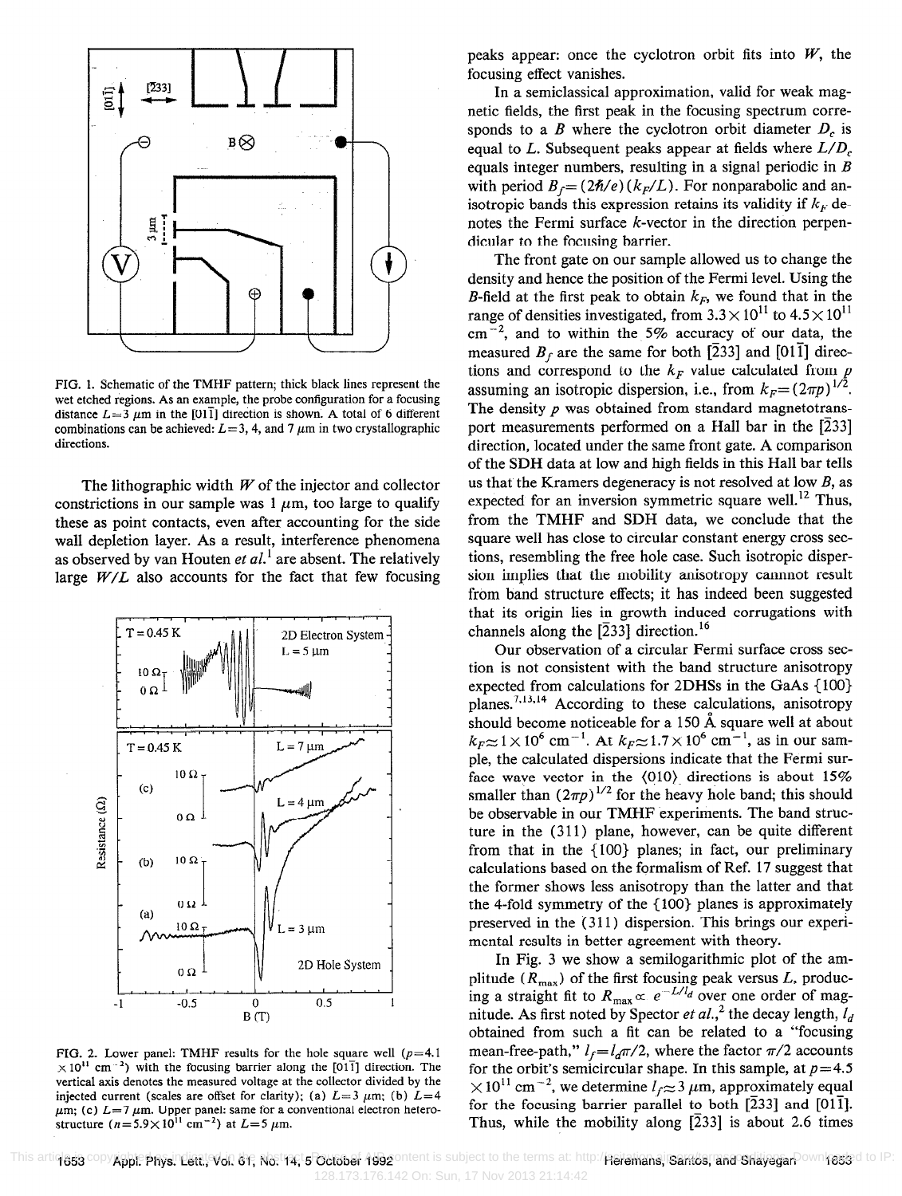FIG. 1. Schematic of the TMHF pattern; thick black lines represent the wet etched regions. As an example, the probe configuration for a focusing distance $L=3$ μm in the [01$\bar{1}$] direction is shown. A total of 6 different combinations can be achieved: $L=3$, 4, and 7 μm in two crystallographic directions.

The lithographic width $W$ of the injector and collector constrictions in our sample was 1 μm, too large to qualify these as point contacts, even after accounting for the side wall depletion layer. As a result, interference phenomena as observed by van Houten *et al.*[1] are absent. The relatively large $W/L$ also accounts for the fact that few focusing peaks appear: once the cyclotron orbit fits into $W$, the focusing effect vanishes.

FIG. 2. Lower panel: TMHF results for the hole square well ($p=4.1\times10^{11}$ cm$^{-2}$) with the focusing barrier along the [01$\bar{1}$] direction. The vertical axis denotes the measured voltage at the collector divided by the injected current (scales are offset for clarity); (a) $L=3$ μm; (b) $L=4$ μm; (c) $L=7$ μm. Upper panel: same for a conventional electron heterostructure ($n=5.9\times10^{11}$ cm$^{-2}$) at $L=5$ μm.

In a semiclassical approximation, valid for weak magnetic fields, the first peak in the focusing spectrum corresponds to a $B$ where the cyclotron orbit diameter $D_c$ is equal to $L$. Subsequent peaks appear at fields where $L/D_c$ equals integer numbers, resulting in a signal periodic in $B$ with period $B_f=(2\hbar/e)(k_F/L)$. For nonparabolic and anisotropic bands this expression retains its validity if $k_F$ denotes the Fermi surface $k$-vector in the direction perpendicular to the focusing barrier.

The front gate on our sample allowed us to change the density and hence the position of the Fermi level. Using the $B$-field at the first peak to obtain $k_F$, we found that in the range of densities investigated, from $3.3\times10^{11}$ to $4.5\times10^{11}$ cm$^{-2}$, and to within the 5% accuracy of our data, the measured $B_f$ are the same for both [$\bar{2}$33] and [01$\bar{1}$] directions and correspond to the $k_F$ value calculated from $p$ assuming an isotropic dispersion, i.e., from $k_F=(2\pi p)^{1/2}$. The density $p$ was obtained from standard magnetotransport measurements performed on a Hall bar in the [$\bar{2}$33] direction, located under the same front gate. A comparison of the SDH data at low and high fields in this Hall bar tells us that the Kramers degeneracy is not resolved at low $B$, as expected for an inversion symmetric square well.[12] Thus, from the TMHF and SDH data, we conclude that the square well has close to circular constant energy cross sections, resembling the free hole case. Such isotropic dispersion implies that the mobility anisotropy cannot result from band structure effects; it has indeed been suggested that its origin lies in growth induced corrugations with channels along the [$\bar{2}$33] direction.[16]

Our observation of a circular Fermi surface cross section is not consistent with the band structure anisotropy expected from calculations for 2DHSs in the GaAs {100} planes.[7,13,14] According to these calculations, anisotropy should become noticeable for a 150 Å square well at about $k_F\approx1\times10^6$ cm$^{-1}$. At $k_F\approx1.7\times10^6$ cm$^{-1}$, as in our sample, the calculated dispersions indicate that the Fermi surface wave vector in the ⟨010⟩ directions is about 15% smaller than $(2\pi p)^{1/2}$ for the heavy hole band; this should be observable in our TMHF experiments. The band structure in the (311) plane, however, can be quite different from that in the {100} planes; in fact, our preliminary calculations based on the formalism of Ref. 17 suggest that the former shows less anisotropy than the latter and that the 4-fold symmetry of the {100} planes is approximately preserved in the (311) dispersion. This brings our experimental results in better agreement with theory.

In Fig. 3 we show a semilogarithmic plot of the amplitude ($R_{max}$) of the first focusing peak versus $L$, producing a straight fit to $R_{max}\propto e^{-L/l_d}$ over one order of magnitude. As first noted by Spector *et al.*,[2] the decay length, $l_d$ obtained from such a fit can be related to a "focusing mean-free-path," $l_f=l_d\pi/2$, where the factor $\pi/2$ accounts for the orbit's semicircular shape. In this sample, at $p=4.5\times10^{11}$ cm$^{-2}$, we determine $l_f\approx3$ μm, approximately equal for the focusing barrier parallel to both [$\bar{2}$33] and [01$\bar{1}$]. Thus, while the mobility along [$\bar{2}$33] is about 2.6 times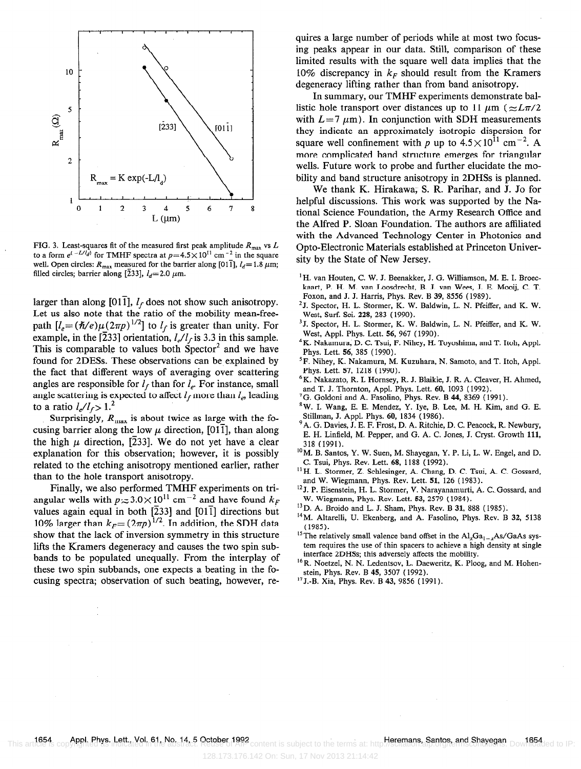R_max (Ω)

10

5

2

1

0 1 2 3 4 5 6 7 8

L (μm)

[$\bar{2}$33]

[01$\bar{1}$]

$R_{max} = K \exp(-L/l_d)$

FIG. 3. Least-squares fit of the measured first peak amplitude $R_{max}$ vs $L$ to a form $e^{(-L/l_d)}$ for TMHF spectra at $p=4.5\times10^{11}$ cm$^{-2}$ in the square well. Open circles: $R_{max}$ measured for the barrier along [01$\bar{1}$], $l_d=1.8$ μm; filled circles; barrier along [$\bar{2}$33], $l_d=2.0$ μm.

larger than along [01$\bar{1}$], $l_f$ does not show such anisotropy. Let us also note that the ratio of the mobility mean-free-path $[l_e=(\hbar/e)\mu(2\pi p)^{1/2}]$ to $l_f$ is greater than unity. For example, in the [$\bar{2}$33] orientation, $l_e/l_f$ is 3.3 in this sample. This is comparable to values both Spector[2] and we have found for 2DESs. These observations can be explained by the fact that different ways of averaging over scattering angles are responsible for $l_f$ than for $l_e$. For instance, small angle scattering is expected to affect $l_f$ more than $l_e$, leading to a ratio $l_e/l_f>1$.[2]

Surprisingly, $R_{max}$ is about twice as large with the focusing barrier along the low $\mu$ direction, [01$\bar{1}$], than along the high $\mu$ direction, [$\bar{2}$33]. We do not yet have a clear explanation for this observation; however, it is possibly related to the etching anisotropy mentioned earlier, rather than to the hole transport anisotropy.

Finally, we also performed TMHF experiments on triangular wells with $p\simeq3.0\times10^{11}$ cm$^{-2}$ and have found $k_F$ values again equal in both [$\bar{2}$33] and [01$\bar{1}$] directions but 10% larger than $k_F=(2\pi p)^{1/2}$. In addition, the SDH data show that the lack of inversion symmetry in this structure lifts the Kramers degeneracy and causes the two spin subbands to be populated unequally. From the interplay of these two spin subbands, one expects a beating in the focusing spectra; observation of such beating, however, requires a large number of periods while at most two focusing peaks appear in our data. Still, comparison of these limited results with the square well data implies that the 10% discrepancy in $k_F$ should result from the Kramers degeneracy lifting rather than from band anisotropy.

In summary, our TMHF experiments demonstrate ballistic hole transport over distances up to 11 μm ($\approx L\pi/2$ with $L=7$ μm). In conjunction with SDH measurements they indicate an approximately isotropic dispersion for square well confinement with $p$ up to $4.5\times10^{11}$ cm$^{-2}$. A more complicated band structure emerges for triangular wells. Future work to probe and further elucidate the mobility and band structure anisotropy in 2DHSs is planned.

We thank K. Hirakawa, S. R. Parihar, and J. Jo for helpful discussions. This work was supported by the National Science Foundation, the Army Research Office and the Alfred P. Sloan Foundation. The authors are affiliated with the Advanced Technology Center in Photonics and Opto-Electronic Materials established at Princeton University by the State of New Jersey.

[1] H. van Houten, C. W. J. Beenakker, J. G. Williamson, M. E. I. Broekaart, P. H. M. van Loosdrecht, B. J. van Wees, J. E. Mooij, C. T. Foxon, and J. J. Harris, Phys. Rev. B 39, 8556 (1989).

[2] J. Spector, H. L. Stormer, K. W. Baldwin, L. N. Pfeiffer, and K. W. West, Surf. Sci. 228, 283 (1990).

[3] J. Spector, H. L. Stormer, K. W. Baldwin, L. N. Pfeiffer, and K. W. West, Appl. Phys. Lett. 56, 967 (1990).

[4] K. Nakamura, D. C. Tsui, F. Nihey, H. Toyoshima, and T. Itoh, Appl. Phys. Lett. 56, 385 (1990).

[5] F. Nihey, K. Nakamura, M. Kuzuhara, N. Samoto, and T. Itoh, Appl. Phys. Lett. 57, 1218 (1990).

[6] K. Nakazato, R. I. Hornsey, R. J. Blaikie, J. R. A. Cleaver, H. Ahmed, and T. J. Thornton, Appl. Phys. Lett. 60, 1093 (1992).

[7] G. Goldoni and A. Fasolino, Phys. Rev. B 44, 8369 (1991).

[8] W. I. Wang, E. E. Mendez, Y. Iye, B. Lee, M. H. Kim, and G. E. Stillman, J. Appl. Phys. 60, 1834 (1986).

[9] A. G. Davies, J. E. F. Frost, D. A. Ritchie, D. C. Peacock, R. Newbury, E. H. Linfield, M. Pepper, and G. A. C. Jones, J. Cryst. Growth 111, 318 (1991).

[10] M. B. Santos, Y. W. Suen, M. Shayegan, Y. P. Li, L. W. Engel, and D. C. Tsui, Phys. Rev. Lett. 68, 1188 (1992).

[11] H. L. Stormer, Z. Schlesinger, A. Chang, D. C. Tsui, A. C. Gossard, and W. Wiegmann, Phys. Rev. Lett. 51, 126 (1983).

[12] J. P. Eisenstein, H. L. Stormer, V. Narayanamurti, A. C. Gossard, and W. Wiegmann, Phys. Rev. Lett. 53, 2579 (1984).

[13] D. A. Broido and L. J. Sham, Phys. Rev. B 31, 888 (1985).

[14] M. Altarelli, U. Ekenberg, and A. Fasolino, Phys. Rev. B 32, 5138 (1985).

[15] The relatively small valence band offset in the $Al_xGa_{1-x}As$/GaAs system requires the use of thin spacers to achieve a high density at single interface 2DHSs; this adversely affects the mobility.

[16] R. Noetzel, N. N. Ledentsov, L. Daeweritz, K. Ploog, and M. Hohenstein, Phys. Rev. B 45, 3507 (1992).

[17] J.-B. Xia, Phys. Rev. B 43, 9856 (1991).